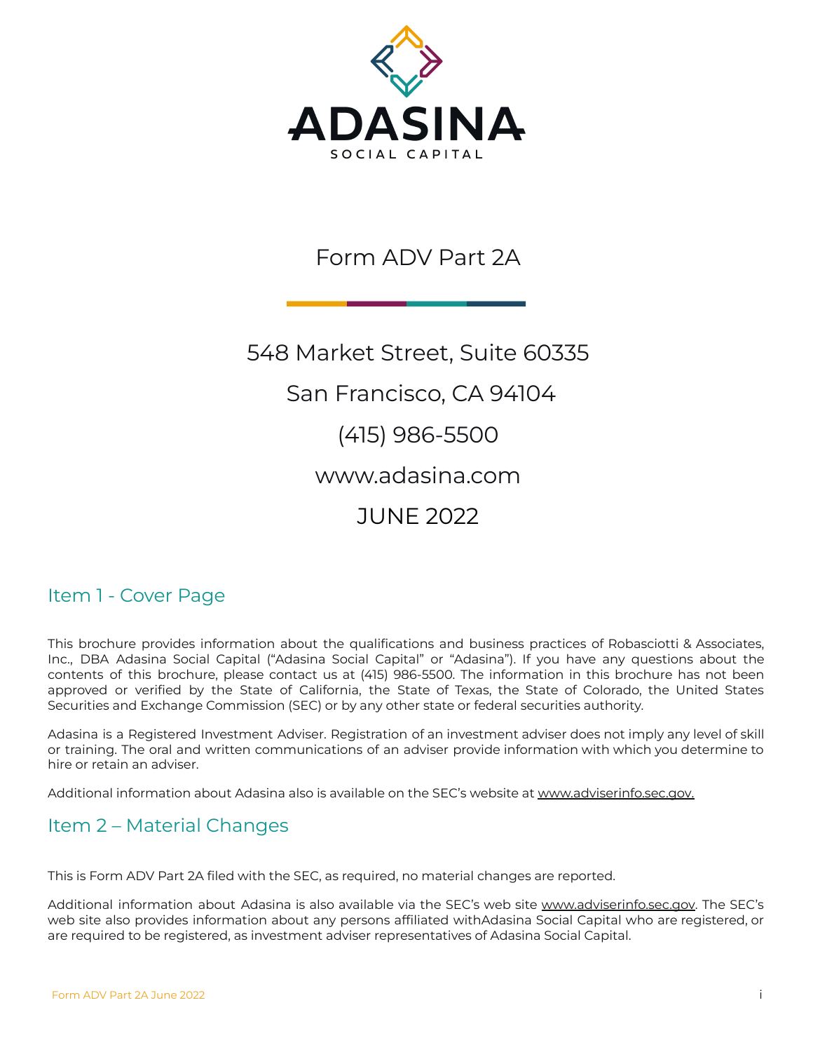# ADASINA

SOCIAL CAPITAL

Form ADV Part 2A

548 Market Street, Suite 60335

San Francisco, CA 94104

(415) 986-5500

www.adasina.com

JUNE 2022

## Item 1 - Cover Page

This brochure provides information about the qualifications and business practices of Robasciotti & Associates, Inc., DBA Adasina Social Capital ("Adasina Social Capital" or "Adasina"). If you have any questions about the contents of this brochure, please contact us at (415) 986-5500. The information in this brochure has not been approved or verified by the State of California, the State of Texas, the State of Colorado, the United States Securities and Exchange Commission (SEC) or by any other state or federal securities authority.

Adasina is a Registered Investment Adviser. Registration of an investment adviser does not imply any level of skill or training. The oral and written communications of an adviser provide information with which you determine to hire or retain an adviser.

Additional information about Adasina also is available on the SEC's website at www.adviserinfo.sec.gov.

## Item 2 – Material Changes

This is Form ADV Part 2A filed with the SEC, as required, no material changes are reported.

Additional information about Adasina is also available via the SEC's web site www.adviserinfo.sec.gov. The SEC's web site also provides information about any persons affiliated withAdasina Social Capital who are registered, or are required to be registered, as investment adviser representatives of Adasina Social Capital.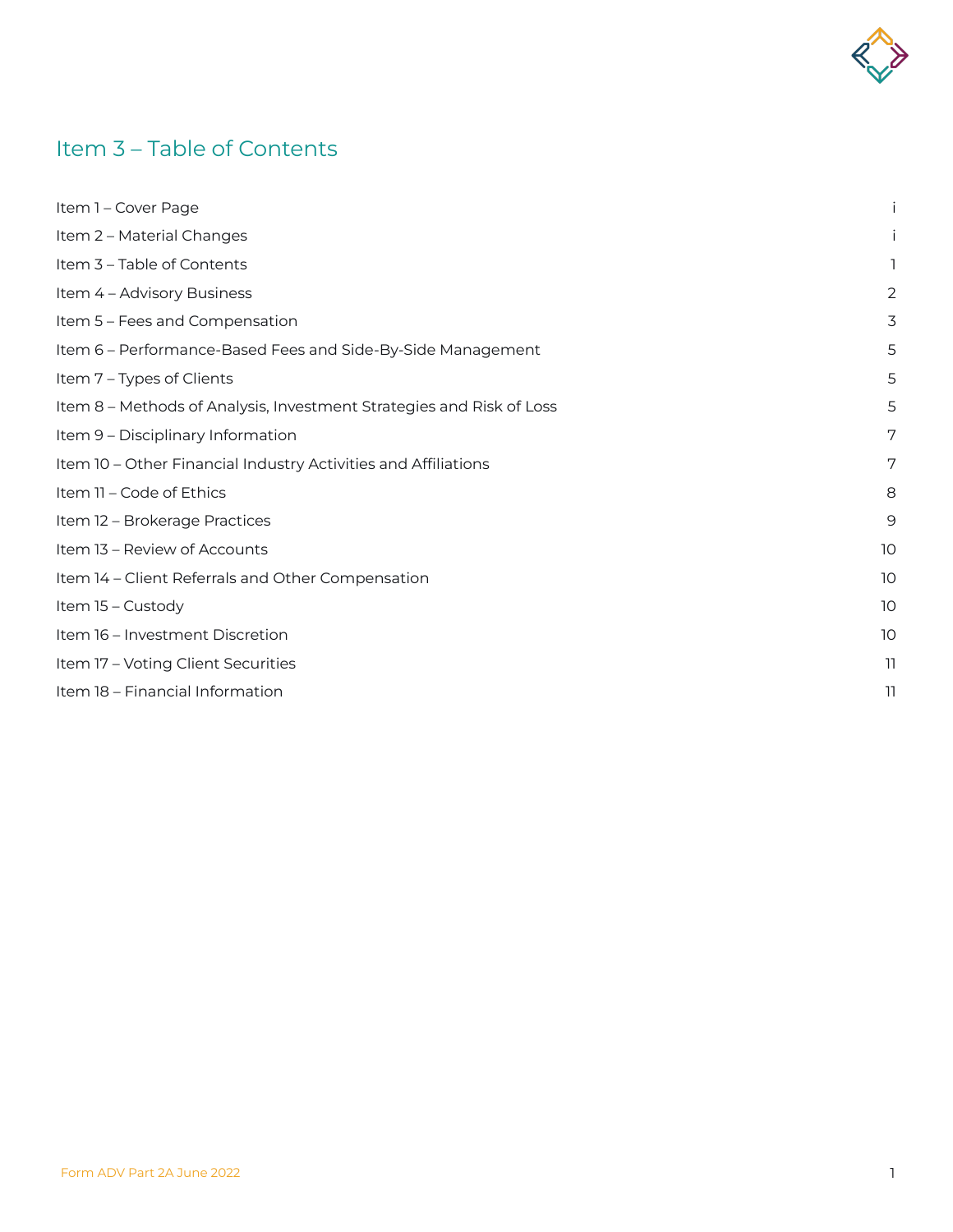# Item 3 – Table of Contents

| | |
|---|---|
| Item 1 – Cover Page | i |
| Item 2 – Material Changes | i |
| Item 3 – Table of Contents | 1 |
| Item 4 – Advisory Business | 2 |
| Item 5 – Fees and Compensation | 3 |
| Item 6 – Performance-Based Fees and Side-By-Side Management | 5 |
| Item 7 – Types of Clients | 5 |
| Item 8 – Methods of Analysis, Investment Strategies and Risk of Loss | 5 |
| Item 9 – Disciplinary Information | 7 |
| Item 10 – Other Financial Industry Activities and Affiliations | 7 |
| Item 11 – Code of Ethics | 8 |
| Item 12 – Brokerage Practices | 9 |
| Item 13 – Review of Accounts | 10 |
| Item 14 – Client Referrals and Other Compensation | 10 |
| Item 15 – Custody | 10 |
| Item 16 – Investment Discretion | 10 |
| Item 17 – Voting Client Securities | 11 |
| Item 18 – Financial Information | 11 |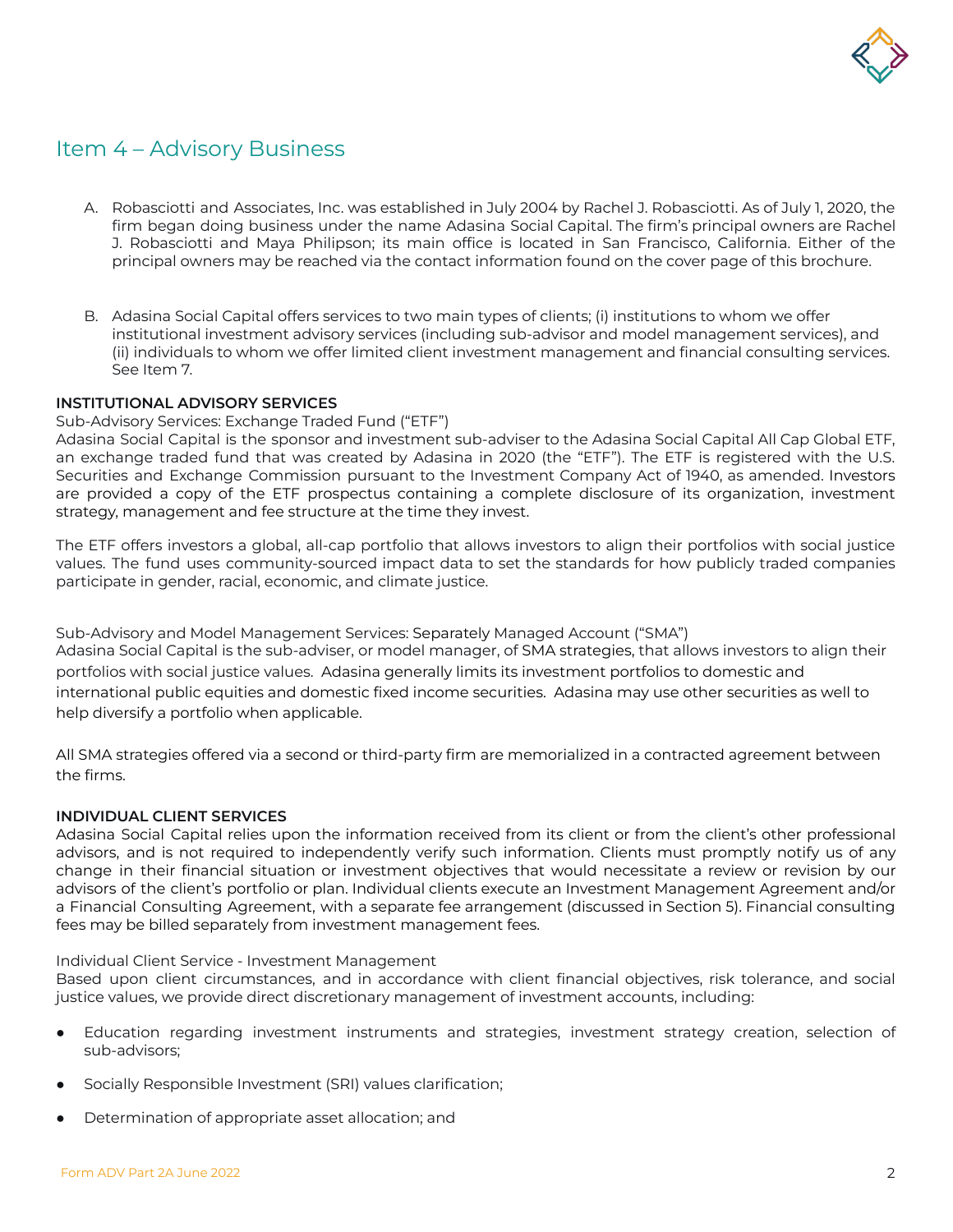## Item 4 – Advisory Business

A. Robasciotti and Associates, Inc. was established in July 2004 by Rachel J. Robasciotti. As of July 1, 2020, the firm began doing business under the name Adasina Social Capital. The firm's principal owners are Rachel J. Robasciotti and Maya Philipson; its main office is located in San Francisco, California. Either of the principal owners may be reached via the contact information found on the cover page of this brochure.

B. Adasina Social Capital offers services to two main types of clients; (i) institutions to whom we offer institutional investment advisory services (including sub-advisor and model management services), and (ii) individuals to whom we offer limited client investment management and financial consulting services. See Item 7.

**INSTITUTIONAL ADVISORY SERVICES**

Sub-Advisory Services: Exchange Traded Fund ("ETF")

Adasina Social Capital is the sponsor and investment sub-adviser to the Adasina Social Capital All Cap Global ETF, an exchange traded fund that was created by Adasina in 2020 (the "ETF"). The ETF is registered with the U.S. Securities and Exchange Commission pursuant to the Investment Company Act of 1940, as amended. Investors are provided a copy of the ETF prospectus containing a complete disclosure of its organization, investment strategy, management and fee structure at the time they invest.

The ETF offers investors a global, all-cap portfolio that allows investors to align their portfolios with social justice values. The fund uses community-sourced impact data to set the standards for how publicly traded companies participate in gender, racial, economic, and climate justice.

Sub-Advisory and Model Management Services: Separately Managed Account ("SMA")

Adasina Social Capital is the sub-adviser, or model manager, of SMA strategies, that allows investors to align their portfolios with social justice values. Adasina generally limits its investment portfolios to domestic and international public equities and domestic fixed income securities. Adasina may use other securities as well to help diversify a portfolio when applicable.

All SMA strategies offered via a second or third-party firm are memorialized in a contracted agreement between the firms.

**INDIVIDUAL CLIENT SERVICES**

Adasina Social Capital relies upon the information received from its client or from the client's other professional advisors, and is not required to independently verify such information. Clients must promptly notify us of any change in their financial situation or investment objectives that would necessitate a review or revision by our advisors of the client's portfolio or plan. Individual clients execute an Investment Management Agreement and/or a Financial Consulting Agreement, with a separate fee arrangement (discussed in Section 5). Financial consulting fees may be billed separately from investment management fees.

Individual Client Service - Investment Management

Based upon client circumstances, and in accordance with client financial objectives, risk tolerance, and social justice values, we provide direct discretionary management of investment accounts, including:

- Education regarding investment instruments and strategies, investment strategy creation, selection of sub-advisors;
- Socially Responsible Investment (SRI) values clarification;
- Determination of appropriate asset allocation; and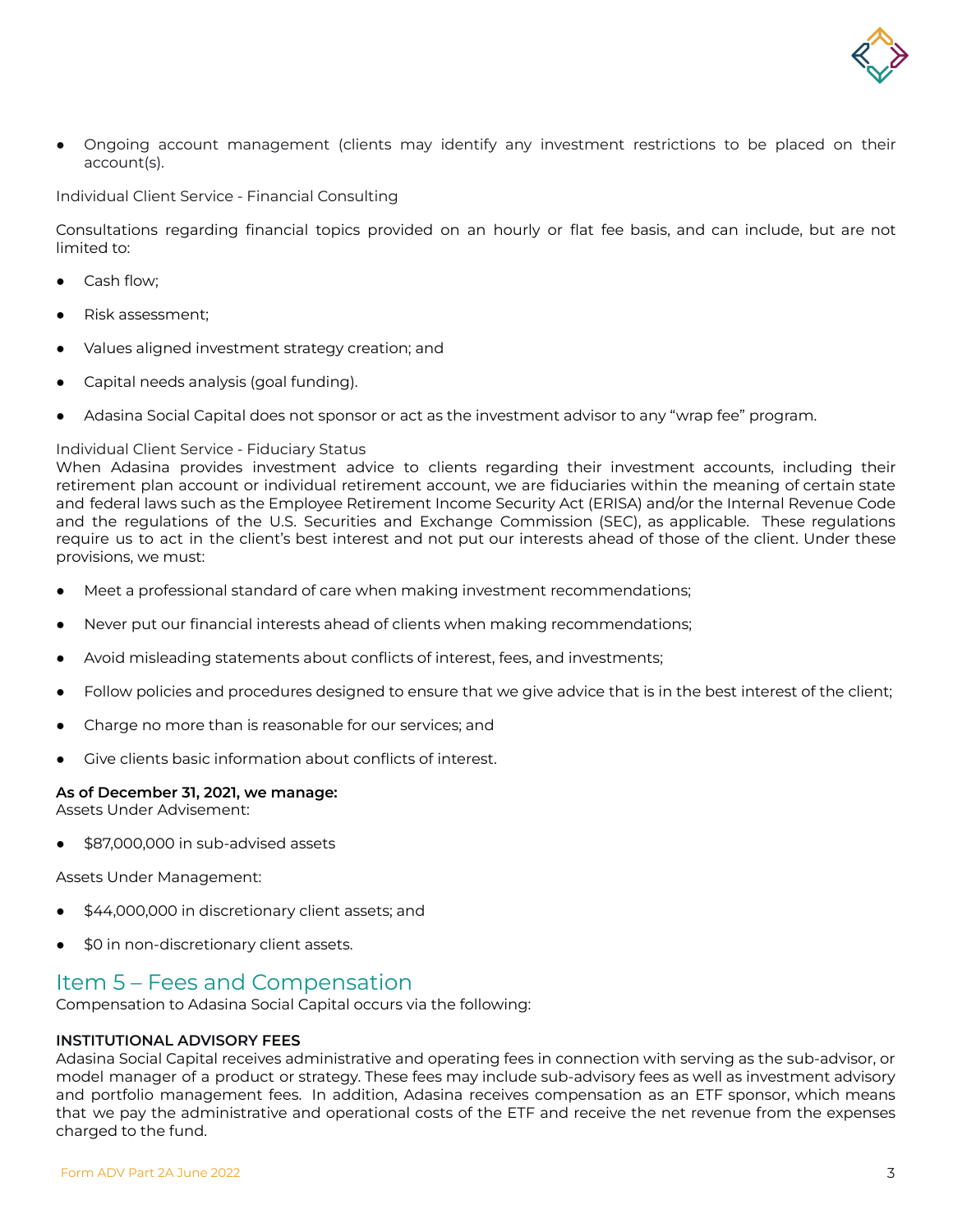- Ongoing account management (clients may identify any investment restrictions to be placed on their account(s).

Individual Client Service - Financial Consulting

Consultations regarding financial topics provided on an hourly or flat fee basis, and can include, but are not limited to:

- Cash flow;
- Risk assessment;
- Values aligned investment strategy creation; and
- Capital needs analysis (goal funding).
- Adasina Social Capital does not sponsor or act as the investment advisor to any “wrap fee” program.

Individual Client Service - Fiduciary Status

When Adasina provides investment advice to clients regarding their investment accounts, including their retirement plan account or individual retirement account, we are fiduciaries within the meaning of certain state and federal laws such as the Employee Retirement Income Security Act (ERISA) and/or the Internal Revenue Code and the regulations of the U.S. Securities and Exchange Commission (SEC), as applicable. These regulations require us to act in the client's best interest and not put our interests ahead of those of the client. Under these provisions, we must:

- Meet a professional standard of care when making investment recommendations;
- Never put our financial interests ahead of clients when making recommendations;
- Avoid misleading statements about conflicts of interest, fees, and investments;
- Follow policies and procedures designed to ensure that we give advice that is in the best interest of the client;
- Charge no more than is reasonable for our services; and
- Give clients basic information about conflicts of interest.

**As of December 31, 2021, we manage:**

Assets Under Advisement:

- $87,000,000 in sub-advised assets

Assets Under Management:

- $44,000,000 in discretionary client assets; and
- $0 in non-discretionary client assets.

## Item 5 – Fees and Compensation

Compensation to Adasina Social Capital occurs via the following:

**INSTITUTIONAL ADVISORY FEES**

Adasina Social Capital receives administrative and operating fees in connection with serving as the sub-advisor, or model manager of a product or strategy. These fees may include sub-advisory fees as well as investment advisory and portfolio management fees. In addition, Adasina receives compensation as an ETF sponsor, which means that we pay the administrative and operational costs of the ETF and receive the net revenue from the expenses charged to the fund.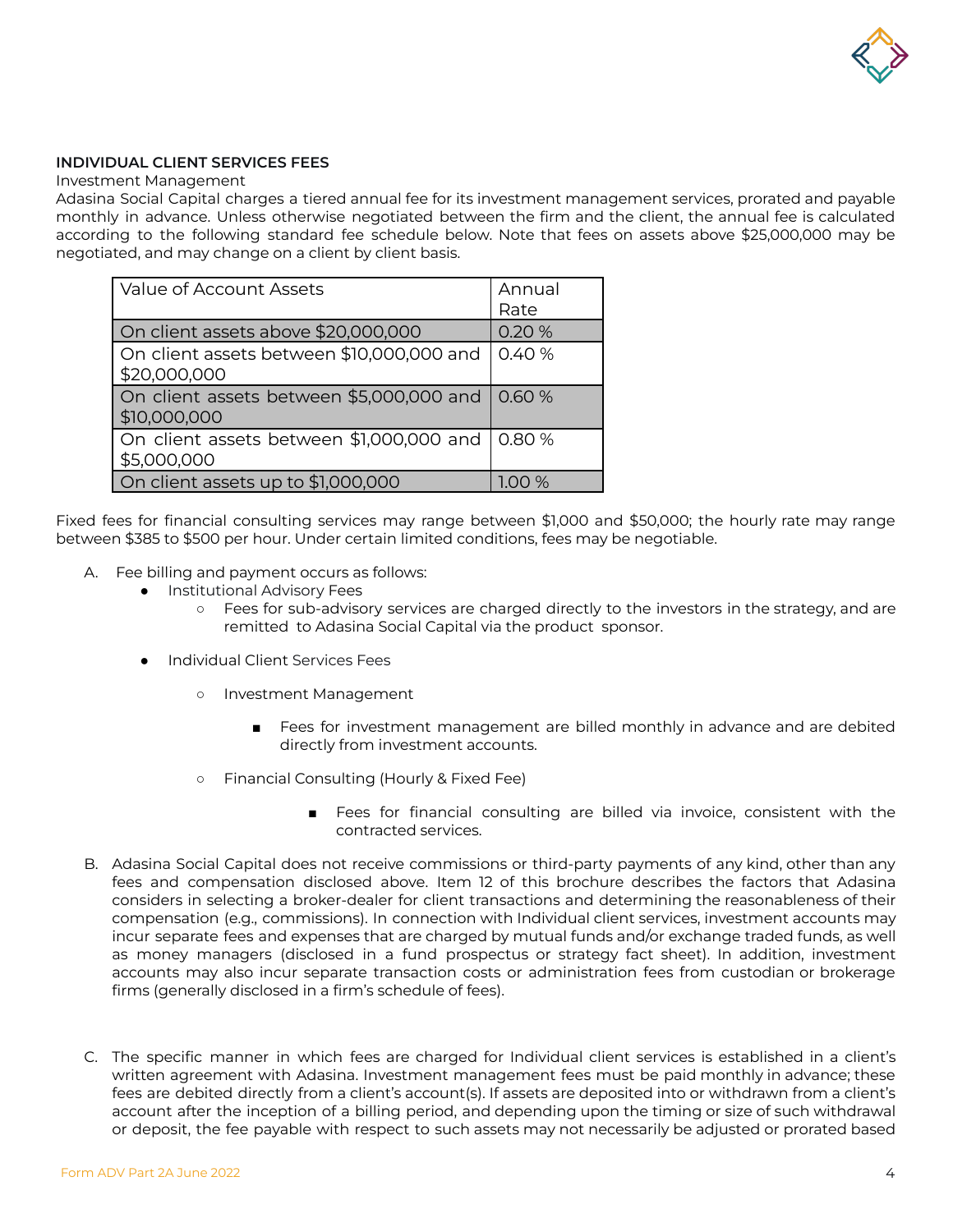**INDIVIDUAL CLIENT SERVICES FEES**

Investment Management

Adasina Social Capital charges a tiered annual fee for its investment management services, prorated and payable monthly in advance. Unless otherwise negotiated between the firm and the client, the annual fee is calculated according to the following standard fee schedule below. Note that fees on assets above $25,000,000 may be negotiated, and may change on a client by client basis.

| Value of Account Assets | Annual Rate |
|---|---|
| On client assets above $20,000,000 | 0.20 % |
| On client assets between $10,000,000 and $20,000,000 | 0.40 % |
| On client assets between $5,000,000 and $10,000,000 | 0.60 % |
| On client assets between $1,000,000 and $5,000,000 | 0.80 % |
| On client assets up to $1,000,000 | 1.00 % |

Fixed fees for financial consulting services may range between $1,000 and $50,000; the hourly rate may range between $385 to $500 per hour. Under certain limited conditions, fees may be negotiable.

A. Fee billing and payment occurs as follows:
   - Institutional Advisory Fees
     - Fees for sub-advisory services are charged directly to the investors in the strategy, and are remitted to Adasina Social Capital via the product sponsor.
   - Individual Client Services Fees
     - Investment Management
       - Fees for investment management are billed monthly in advance and are debited directly from investment accounts.
     - Financial Consulting (Hourly & Fixed Fee)
       - Fees for financial consulting are billed via invoice, consistent with the contracted services.

B. Adasina Social Capital does not receive commissions or third-party payments of any kind, other than any fees and compensation disclosed above. Item 12 of this brochure describes the factors that Adasina considers in selecting a broker-dealer for client transactions and determining the reasonableness of their compensation (e.g., commissions). In connection with Individual client services, investment accounts may incur separate fees and expenses that are charged by mutual funds and/or exchange traded funds, as well as money managers (disclosed in a fund prospectus or strategy fact sheet). In addition, investment accounts may also incur separate transaction costs or administration fees from custodian or brokerage firms (generally disclosed in a firm's schedule of fees).

C. The specific manner in which fees are charged for Individual client services is established in a client's written agreement with Adasina. Investment management fees must be paid monthly in advance; these fees are debited directly from a client's account(s). If assets are deposited into or withdrawn from a client's account after the inception of a billing period, and depending upon the timing or size of such withdrawal or deposit, the fee payable with respect to such assets may not necessarily be adjusted or prorated based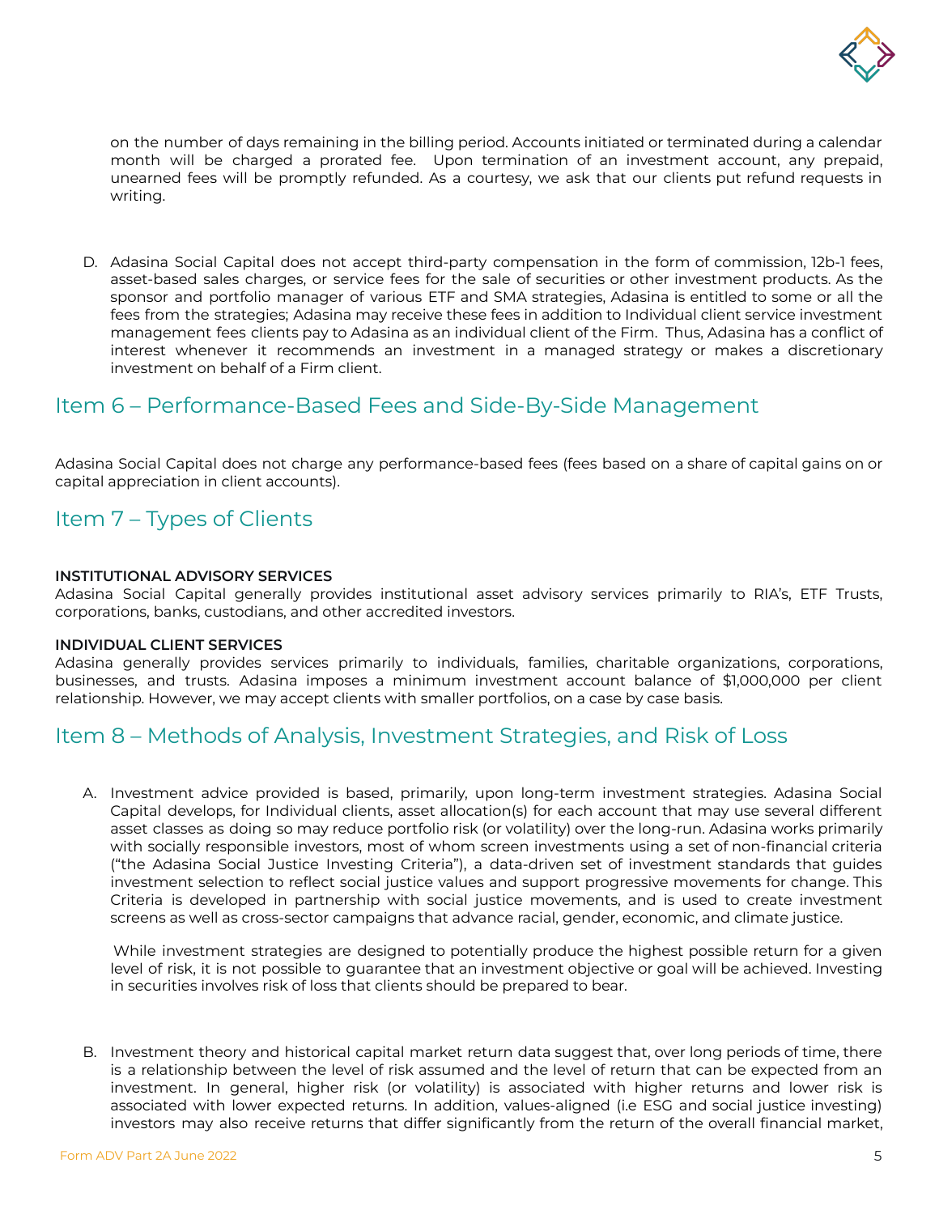on the number of days remaining in the billing period. Accounts initiated or terminated during a calendar month will be charged a prorated fee. Upon termination of an investment account, any prepaid, unearned fees will be promptly refunded. As a courtesy, we ask that our clients put refund requests in writing.

D. Adasina Social Capital does not accept third-party compensation in the form of commission, 12b-1 fees, asset-based sales charges, or service fees for the sale of securities or other investment products. As the sponsor and portfolio manager of various ETF and SMA strategies, Adasina is entitled to some or all the fees from the strategies; Adasina may receive these fees in addition to Individual client service investment management fees clients pay to Adasina as an individual client of the Firm. Thus, Adasina has a conflict of interest whenever it recommends an investment in a managed strategy or makes a discretionary investment on behalf of a Firm client.

## Item 6 – Performance-Based Fees and Side-By-Side Management

Adasina Social Capital does not charge any performance-based fees (fees based on a share of capital gains on or capital appreciation in client accounts).

## Item 7 – Types of Clients

**INSTITUTIONAL ADVISORY SERVICES**
Adasina Social Capital generally provides institutional asset advisory services primarily to RIA's, ETF Trusts, corporations, banks, custodians, and other accredited investors.

**INDIVIDUAL CLIENT SERVICES**
Adasina generally provides services primarily to individuals, families, charitable organizations, corporations, businesses, and trusts. Adasina imposes a minimum investment account balance of $1,000,000 per client relationship. However, we may accept clients with smaller portfolios, on a case by case basis.

## Item 8 – Methods of Analysis, Investment Strategies, and Risk of Loss

A. Investment advice provided is based, primarily, upon long-term investment strategies. Adasina Social Capital develops, for Individual clients, asset allocation(s) for each account that may use several different asset classes as doing so may reduce portfolio risk (or volatility) over the long-run. Adasina works primarily with socially responsible investors, most of whom screen investments using a set of non-financial criteria ("the Adasina Social Justice Investing Criteria"), a data-driven set of investment standards that guides investment selection to reflect social justice values and support progressive movements for change. This Criteria is developed in partnership with social justice movements, and is used to create investment screens as well as cross-sector campaigns that advance racial, gender, economic, and climate justice.

   While investment strategies are designed to potentially produce the highest possible return for a given level of risk, it is not possible to guarantee that an investment objective or goal will be achieved. Investing in securities involves risk of loss that clients should be prepared to bear.

B. Investment theory and historical capital market return data suggest that, over long periods of time, there is a relationship between the level of risk assumed and the level of return that can be expected from an investment. In general, higher risk (or volatility) is associated with higher returns and lower risk is associated with lower expected returns. In addition, values-aligned (i.e ESG and social justice investing) investors may also receive returns that differ significantly from the return of the overall financial market,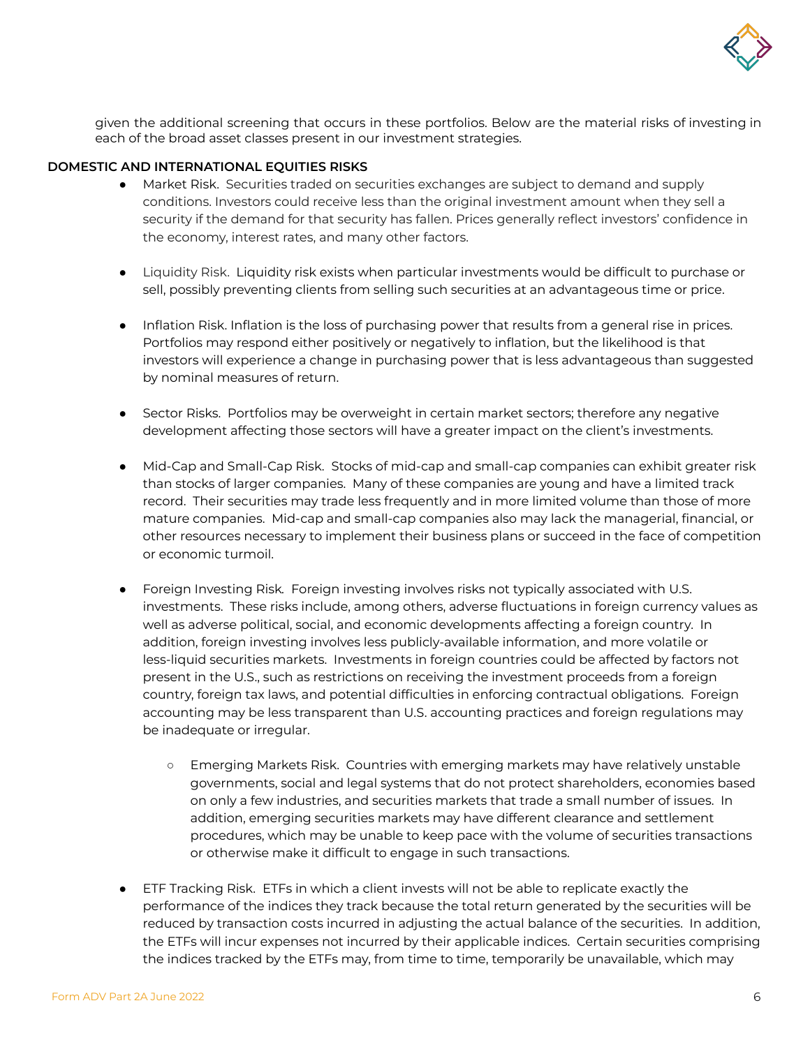given the additional screening that occurs in these portfolios. Below are the material risks of investing in each of the broad asset classes present in our investment strategies.

**DOMESTIC AND INTERNATIONAL EQUITIES RISKS**

- Market Risk. Securities traded on securities exchanges are subject to demand and supply conditions. Investors could receive less than the original investment amount when they sell a security if the demand for that security has fallen. Prices generally reflect investors' confidence in the economy, interest rates, and many other factors.

- Liquidity Risk. Liquidity risk exists when particular investments would be difficult to purchase or sell, possibly preventing clients from selling such securities at an advantageous time or price.

- Inflation Risk. Inflation is the loss of purchasing power that results from a general rise in prices. Portfolios may respond either positively or negatively to inflation, but the likelihood is that investors will experience a change in purchasing power that is less advantageous than suggested by nominal measures of return.

- Sector Risks. Portfolios may be overweight in certain market sectors; therefore any negative development affecting those sectors will have a greater impact on the client's investments.

- Mid-Cap and Small-Cap Risk. Stocks of mid-cap and small-cap companies can exhibit greater risk than stocks of larger companies. Many of these companies are young and have a limited track record. Their securities may trade less frequently and in more limited volume than those of more mature companies. Mid-cap and small-cap companies also may lack the managerial, financial, or other resources necessary to implement their business plans or succeed in the face of competition or economic turmoil.

- Foreign Investing Risk. Foreign investing involves risks not typically associated with U.S. investments. These risks include, among others, adverse fluctuations in foreign currency values as well as adverse political, social, and economic developments affecting a foreign country. In addition, foreign investing involves less publicly-available information, and more volatile or less-liquid securities markets. Investments in foreign countries could be affected by factors not present in the U.S., such as restrictions on receiving the investment proceeds from a foreign country, foreign tax laws, and potential difficulties in enforcing contractual obligations. Foreign accounting may be less transparent than U.S. accounting practices and foreign regulations may be inadequate or irregular.

  - Emerging Markets Risk. Countries with emerging markets may have relatively unstable governments, social and legal systems that do not protect shareholders, economies based on only a few industries, and securities markets that trade a small number of issues. In addition, emerging securities markets may have different clearance and settlement procedures, which may be unable to keep pace with the volume of securities transactions or otherwise make it difficult to engage in such transactions.

- ETF Tracking Risk. ETFs in which a client invests will not be able to replicate exactly the performance of the indices they track because the total return generated by the securities will be reduced by transaction costs incurred in adjusting the actual balance of the securities. In addition, the ETFs will incur expenses not incurred by their applicable indices. Certain securities comprising the indices tracked by the ETFs may, from time to time, temporarily be unavailable, which may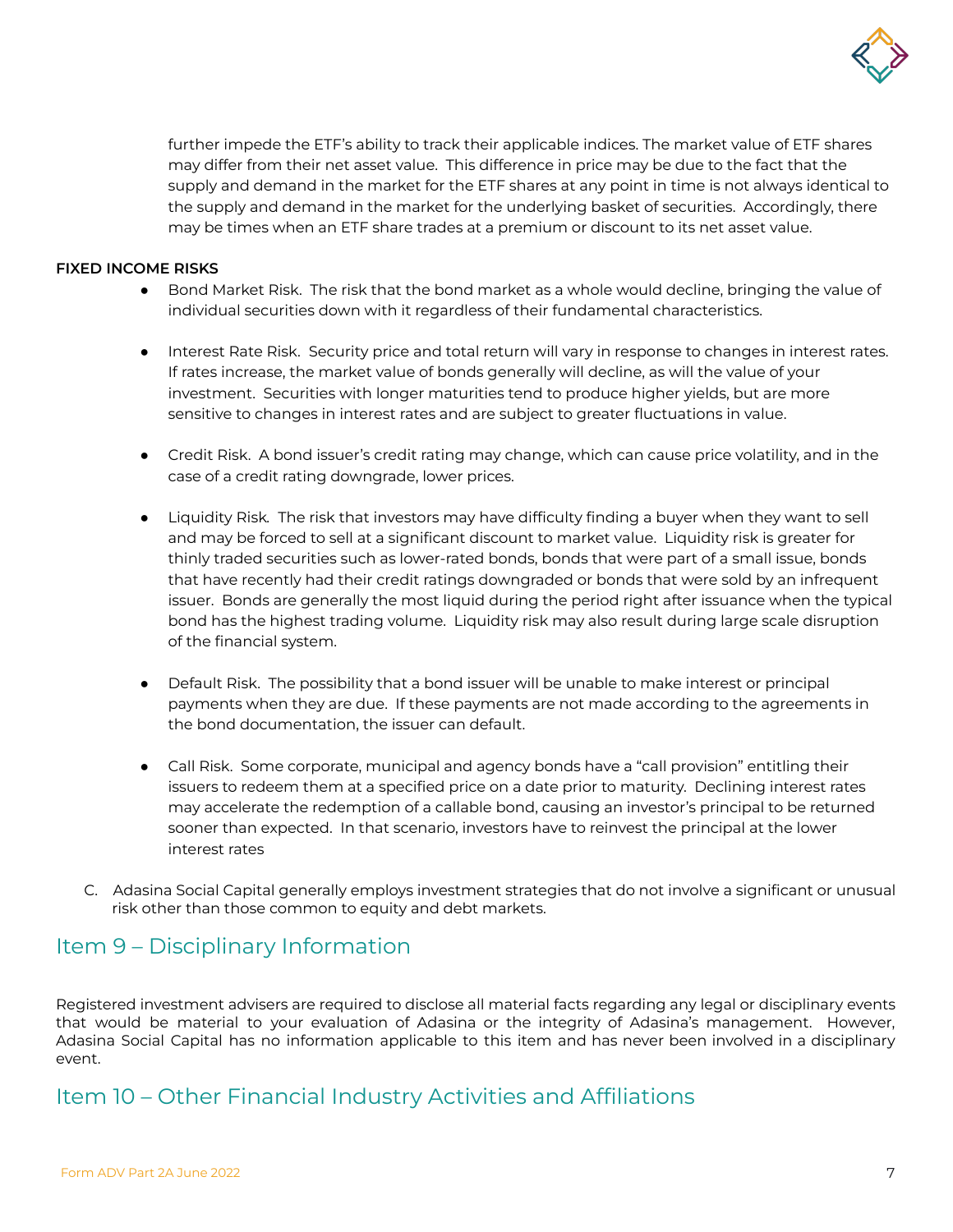further impede the ETF's ability to track their applicable indices. The market value of ETF shares may differ from their net asset value. This difference in price may be due to the fact that the supply and demand in the market for the ETF shares at any point in time is not always identical to the supply and demand in the market for the underlying basket of securities. Accordingly, there may be times when an ETF share trades at a premium or discount to its net asset value.

**FIXED INCOME RISKS**

- Bond Market Risk. The risk that the bond market as a whole would decline, bringing the value of individual securities down with it regardless of their fundamental characteristics.

- Interest Rate Risk. Security price and total return will vary in response to changes in interest rates. If rates increase, the market value of bonds generally will decline, as will the value of your investment. Securities with longer maturities tend to produce higher yields, but are more sensitive to changes in interest rates and are subject to greater fluctuations in value.

- Credit Risk. A bond issuer's credit rating may change, which can cause price volatility, and in the case of a credit rating downgrade, lower prices.

- Liquidity Risk. The risk that investors may have difficulty finding a buyer when they want to sell and may be forced to sell at a significant discount to market value. Liquidity risk is greater for thinly traded securities such as lower-rated bonds, bonds that were part of a small issue, bonds that have recently had their credit ratings downgraded or bonds that were sold by an infrequent issuer. Bonds are generally the most liquid during the period right after issuance when the typical bond has the highest trading volume. Liquidity risk may also result during large scale disruption of the financial system.

- Default Risk. The possibility that a bond issuer will be unable to make interest or principal payments when they are due. If these payments are not made according to the agreements in the bond documentation, the issuer can default.

- Call Risk. Some corporate, municipal and agency bonds have a "call provision" entitling their issuers to redeem them at a specified price on a date prior to maturity. Declining interest rates may accelerate the redemption of a callable bond, causing an investor's principal to be returned sooner than expected. In that scenario, investors have to reinvest the principal at the lower interest rates

C. Adasina Social Capital generally employs investment strategies that do not involve a significant or unusual risk other than those common to equity and debt markets.

## Item 9 – Disciplinary Information

Registered investment advisers are required to disclose all material facts regarding any legal or disciplinary events that would be material to your evaluation of Adasina or the integrity of Adasina's management. However, Adasina Social Capital has no information applicable to this item and has never been involved in a disciplinary event.

## Item 10 – Other Financial Industry Activities and Affiliations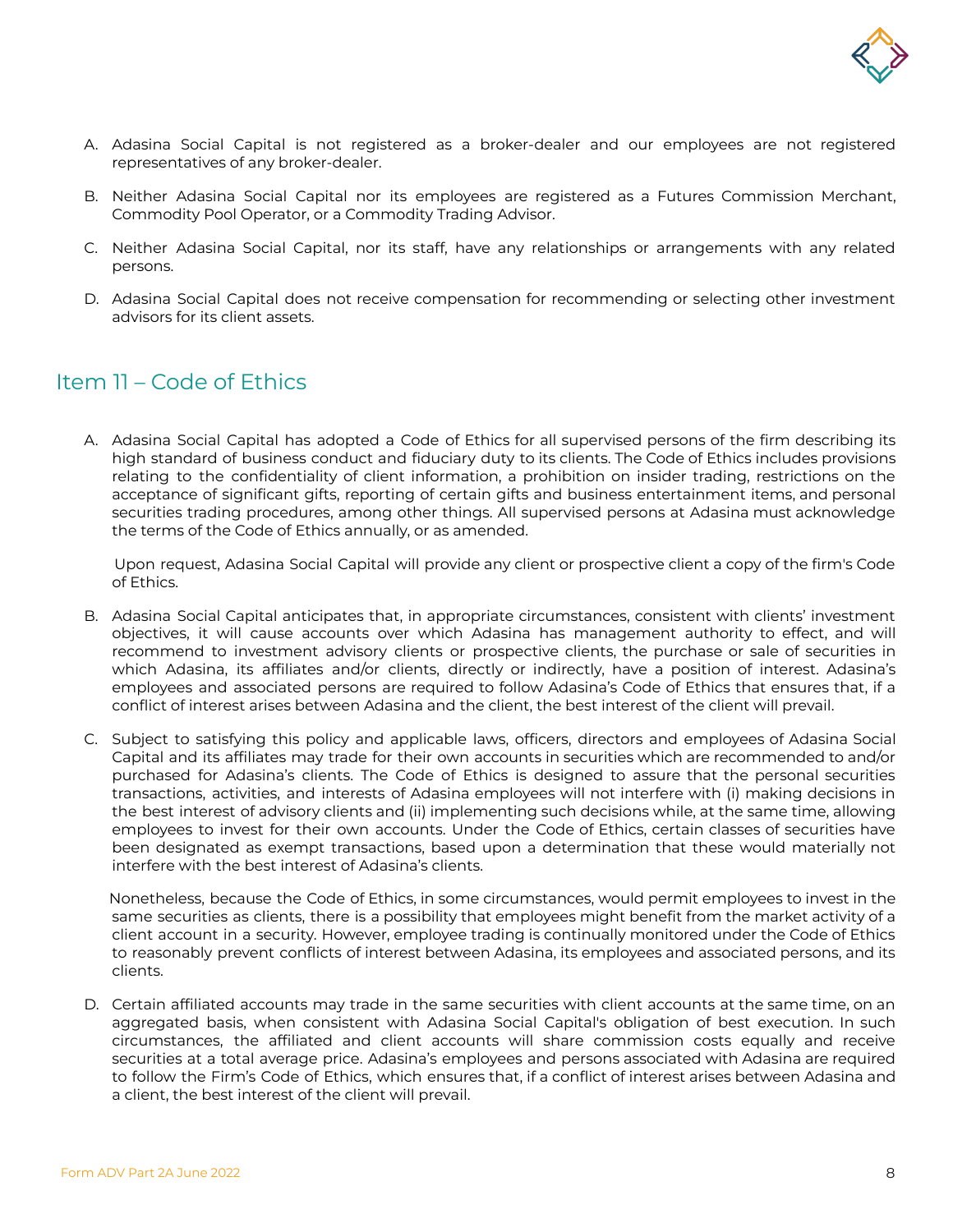A. Adasina Social Capital is not registered as a broker-dealer and our employees are not registered representatives of any broker-dealer.

B. Neither Adasina Social Capital nor its employees are registered as a Futures Commission Merchant, Commodity Pool Operator, or a Commodity Trading Advisor.

C. Neither Adasina Social Capital, nor its staff, have any relationships or arrangements with any related persons.

D. Adasina Social Capital does not receive compensation for recommending or selecting other investment advisors for its client assets.

## Item 11 – Code of Ethics

A. Adasina Social Capital has adopted a Code of Ethics for all supervised persons of the firm describing its high standard of business conduct and fiduciary duty to its clients. The Code of Ethics includes provisions relating to the confidentiality of client information, a prohibition on insider trading, restrictions on the acceptance of significant gifts, reporting of certain gifts and business entertainment items, and personal securities trading procedures, among other things. All supervised persons at Adasina must acknowledge the terms of the Code of Ethics annually, or as amended.

   Upon request, Adasina Social Capital will provide any client or prospective client a copy of the firm's Code of Ethics.

B. Adasina Social Capital anticipates that, in appropriate circumstances, consistent with clients' investment objectives, it will cause accounts over which Adasina has management authority to effect, and will recommend to investment advisory clients or prospective clients, the purchase or sale of securities in which Adasina, its affiliates and/or clients, directly or indirectly, have a position of interest. Adasina's employees and associated persons are required to follow Adasina's Code of Ethics that ensures that, if a conflict of interest arises between Adasina and the client, the best interest of the client will prevail.

C. Subject to satisfying this policy and applicable laws, officers, directors and employees of Adasina Social Capital and its affiliates may trade for their own accounts in securities which are recommended to and/or purchased for Adasina's clients. The Code of Ethics is designed to assure that the personal securities transactions, activities, and interests of Adasina employees will not interfere with (i) making decisions in the best interest of advisory clients and (ii) implementing such decisions while, at the same time, allowing employees to invest for their own accounts. Under the Code of Ethics, certain classes of securities have been designated as exempt transactions, based upon a determination that these would materially not interfere with the best interest of Adasina's clients.

   Nonetheless, because the Code of Ethics, in some circumstances, would permit employees to invest in the same securities as clients, there is a possibility that employees might benefit from the market activity of a client account in a security. However, employee trading is continually monitored under the Code of Ethics to reasonably prevent conflicts of interest between Adasina, its employees and associated persons, and its clients.

D. Certain affiliated accounts may trade in the same securities with client accounts at the same time, on an aggregated basis, when consistent with Adasina Social Capital's obligation of best execution. In such circumstances, the affiliated and client accounts will share commission costs equally and receive securities at a total average price. Adasina's employees and persons associated with Adasina are required to follow the Firm's Code of Ethics, which ensures that, if a conflict of interest arises between Adasina and a client, the best interest of the client will prevail.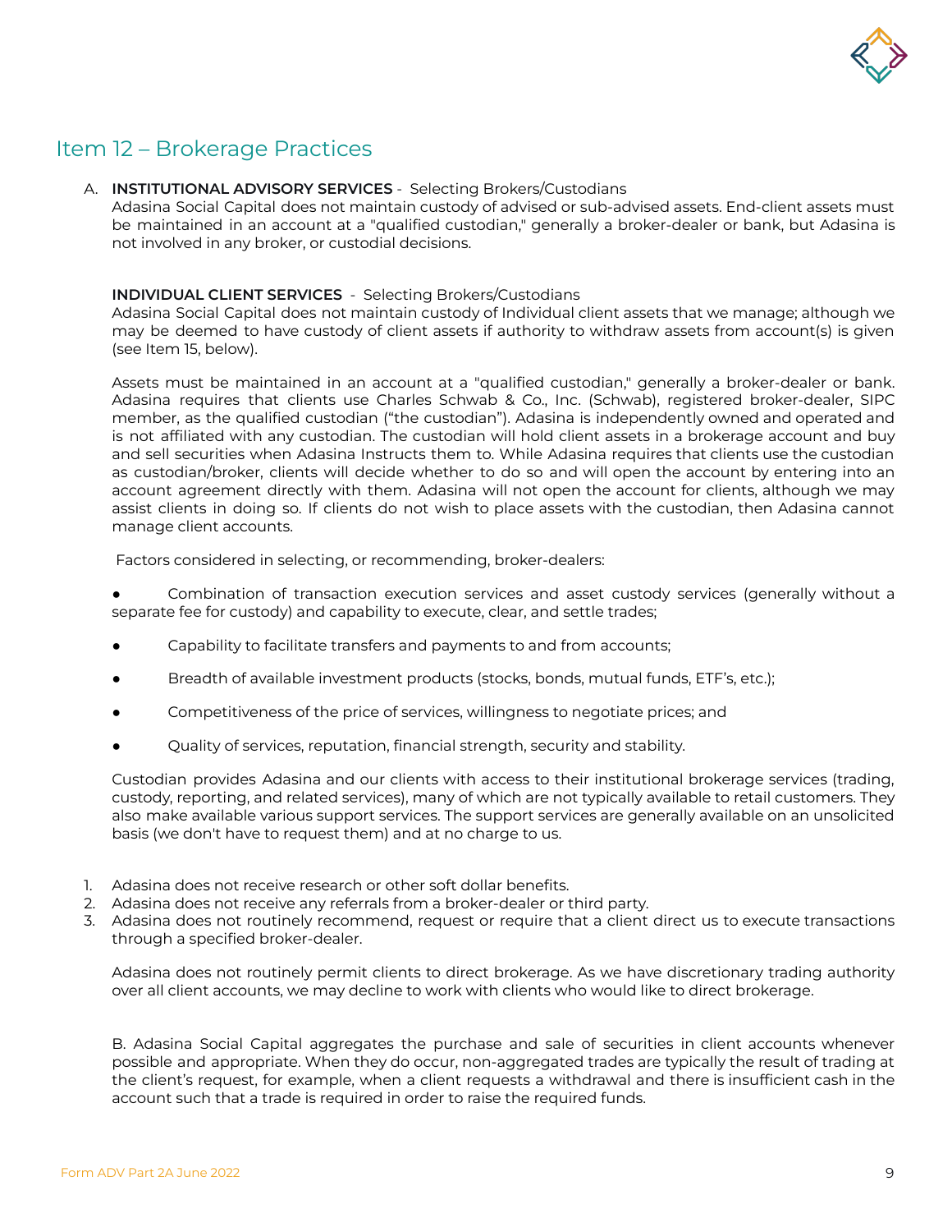## Item 12 – Brokerage Practices

A. **INSTITUTIONAL ADVISORY SERVICES** - Selecting Brokers/Custodians
Adasina Social Capital does not maintain custody of advised or sub-advised assets. End-client assets must be maintained in an account at a "qualified custodian," generally a broker-dealer or bank, but Adasina is not involved in any broker, or custodial decisions.

**INDIVIDUAL CLIENT SERVICES** - Selecting Brokers/Custodians
Adasina Social Capital does not maintain custody of Individual client assets that we manage; although we may be deemed to have custody of client assets if authority to withdraw assets from account(s) is given (see Item 15, below).

Assets must be maintained in an account at a "qualified custodian," generally a broker-dealer or bank. Adasina requires that clients use Charles Schwab & Co., Inc. (Schwab), registered broker-dealer, SIPC member, as the qualified custodian ("the custodian"). Adasina is independently owned and operated and is not affiliated with any custodian. The custodian will hold client assets in a brokerage account and buy and sell securities when Adasina Instructs them to. While Adasina requires that clients use the custodian as custodian/broker, clients will decide whether to do so and will open the account by entering into an account agreement directly with them. Adasina will not open the account for clients, although we may assist clients in doing so. If clients do not wish to place assets with the custodian, then Adasina cannot manage client accounts.

Factors considered in selecting, or recommending, broker-dealers:

- Combination of transaction execution services and asset custody services (generally without a separate fee for custody) and capability to execute, clear, and settle trades;
- Capability to facilitate transfers and payments to and from accounts;
- Breadth of available investment products (stocks, bonds, mutual funds, ETF's, etc.);
- Competitiveness of the price of services, willingness to negotiate prices; and
- Quality of services, reputation, financial strength, security and stability.

Custodian provides Adasina and our clients with access to their institutional brokerage services (trading, custody, reporting, and related services), many of which are not typically available to retail customers. They also make available various support services. The support services are generally available on an unsolicited basis (we don't have to request them) and at no charge to us.

1. Adasina does not receive research or other soft dollar benefits.
2. Adasina does not receive any referrals from a broker-dealer or third party.
3. Adasina does not routinely recommend, request or require that a client direct us to execute transactions through a specified broker-dealer.

Adasina does not routinely permit clients to direct brokerage. As we have discretionary trading authority over all client accounts, we may decline to work with clients who would like to direct brokerage.

B. Adasina Social Capital aggregates the purchase and sale of securities in client accounts whenever possible and appropriate. When they do occur, non-aggregated trades are typically the result of trading at the client's request, for example, when a client requests a withdrawal and there is insufficient cash in the account such that a trade is required in order to raise the required funds.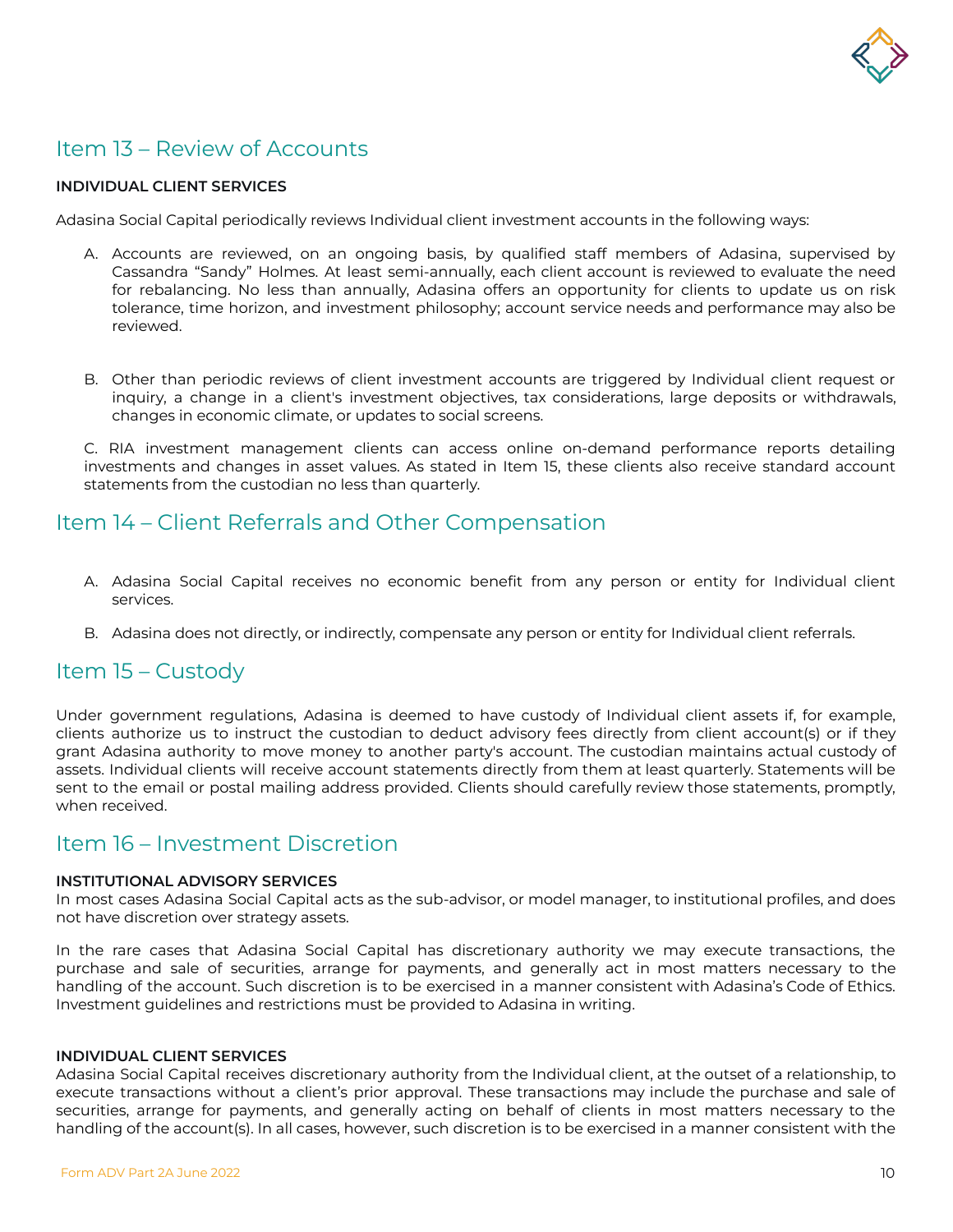## Item 13 – Review of Accounts

**INDIVIDUAL CLIENT SERVICES**

Adasina Social Capital periodically reviews Individual client investment accounts in the following ways:

A. Accounts are reviewed, on an ongoing basis, by qualified staff members of Adasina, supervised by Cassandra "Sandy" Holmes. At least semi-annually, each client account is reviewed to evaluate the need for rebalancing. No less than annually, Adasina offers an opportunity for clients to update us on risk tolerance, time horizon, and investment philosophy; account service needs and performance may also be reviewed.

B. Other than periodic reviews of client investment accounts are triggered by Individual client request or inquiry, a change in a client's investment objectives, tax considerations, large deposits or withdrawals, changes in economic climate, or updates to social screens.

C. RIA investment management clients can access online on-demand performance reports detailing investments and changes in asset values. As stated in Item 15, these clients also receive standard account statements from the custodian no less than quarterly.

## Item 14 – Client Referrals and Other Compensation

A. Adasina Social Capital receives no economic benefit from any person or entity for Individual client services.

B. Adasina does not directly, or indirectly, compensate any person or entity for Individual client referrals.

## Item 15 – Custody

Under government regulations, Adasina is deemed to have custody of Individual client assets if, for example, clients authorize us to instruct the custodian to deduct advisory fees directly from client account(s) or if they grant Adasina authority to move money to another party's account. The custodian maintains actual custody of assets. Individual clients will receive account statements directly from them at least quarterly. Statements will be sent to the email or postal mailing address provided. Clients should carefully review those statements, promptly, when received.

## Item 16 – Investment Discretion

**INSTITUTIONAL ADVISORY SERVICES**

In most cases Adasina Social Capital acts as the sub-advisor, or model manager, to institutional profiles, and does not have discretion over strategy assets.

In the rare cases that Adasina Social Capital has discretionary authority we may execute transactions, the purchase and sale of securities, arrange for payments, and generally act in most matters necessary to the handling of the account. Such discretion is to be exercised in a manner consistent with Adasina's Code of Ethics. Investment guidelines and restrictions must be provided to Adasina in writing.

**INDIVIDUAL CLIENT SERVICES**

Adasina Social Capital receives discretionary authority from the Individual client, at the outset of a relationship, to execute transactions without a client's prior approval. These transactions may include the purchase and sale of securities, arrange for payments, and generally acting on behalf of clients in most matters necessary to the handling of the account(s). In all cases, however, such discretion is to be exercised in a manner consistent with the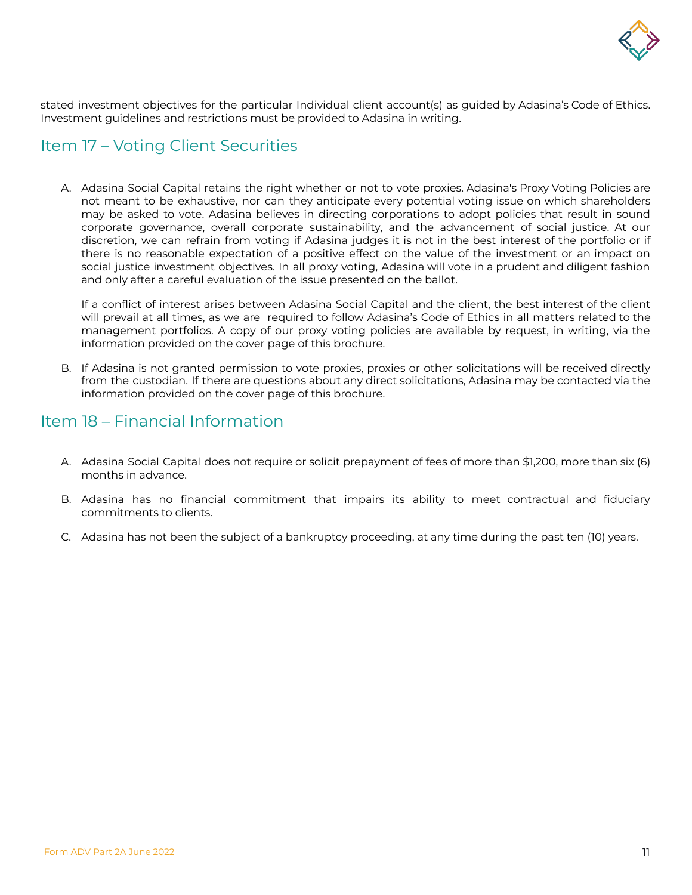stated investment objectives for the particular Individual client account(s) as guided by Adasina's Code of Ethics. Investment guidelines and restrictions must be provided to Adasina in writing.

## Item 17 – Voting Client Securities

A. Adasina Social Capital retains the right whether or not to vote proxies. Adasina's Proxy Voting Policies are not meant to be exhaustive, nor can they anticipate every potential voting issue on which shareholders may be asked to vote. Adasina believes in directing corporations to adopt policies that result in sound corporate governance, overall corporate sustainability, and the advancement of social justice. At our discretion, we can refrain from voting if Adasina judges it is not in the best interest of the portfolio or if there is no reasonable expectation of a positive effect on the value of the investment or an impact on social justice investment objectives. In all proxy voting, Adasina will vote in a prudent and diligent fashion and only after a careful evaluation of the issue presented on the ballot.

   If a conflict of interest arises between Adasina Social Capital and the client, the best interest of the client will prevail at all times, as we are required to follow Adasina's Code of Ethics in all matters related to the management portfolios. A copy of our proxy voting policies are available by request, in writing, via the information provided on the cover page of this brochure.

B. If Adasina is not granted permission to vote proxies, proxies or other solicitations will be received directly from the custodian. If there are questions about any direct solicitations, Adasina may be contacted via the information provided on the cover page of this brochure.

## Item 18 – Financial Information

A. Adasina Social Capital does not require or solicit prepayment of fees of more than $1,200, more than six (6) months in advance.

B. Adasina has no financial commitment that impairs its ability to meet contractual and fiduciary commitments to clients.

C. Adasina has not been the subject of a bankruptcy proceeding, at any time during the past ten (10) years.